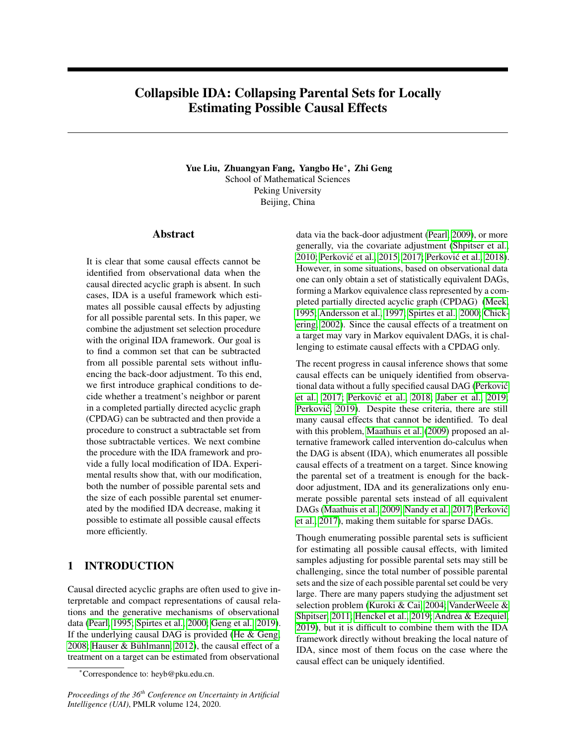# Collapsible IDA: Collapsing Parental Sets for Locally Estimating Possible Causal Effects

**Yue Liu, Zhuangyan Fang, Yangbo He*, Zhi Geng**
School of Mathematical Sciences
Peking University
Beijing, China

## Abstract

It is clear that some causal effects cannot be identified from observational data when the causal directed acyclic graph is absent. In such cases, IDA is a useful framework which estimates all possible causal effects by adjusting for all possible parental sets. In this paper, we combine the adjustment set selection procedure with the original IDA framework. Our goal is to find a common set that can be subtracted from all possible parental sets without influencing the back-door adjustment. To this end, we first introduce graphical conditions to decide whether a treatment's neighbor or parent in a completed partially directed acyclic graph (CPDAG) can be subtracted and then provide a procedure to construct a subtractable set from those subtractable vertices. We next combine the procedure with the IDA framework and provide a fully local modification of IDA. Experimental results show that, with our modification, both the number of possible parental sets and the size of each possible parental set enumerated by the modified IDA decrease, making it possible to estimate all possible causal effects more efficiently.

## 1 INTRODUCTION

Causal directed acyclic graphs are often used to give interpretable and compact representations of causal relations and the generative mechanisms of observational data (Pearl, 1995; Spirtes et al., 2000; Geng et al., 2019). If the underlying causal DAG is provided (He & Geng, 2008; Hauser & Bühlmann, 2012), the causal effect of a treatment on a target can be estimated from observational data via the back-door adjustment (Pearl, 2009), or more generally, via the covariate adjustment (Shpitser et al., 2010; Perković et al., 2015, 2017; Perković et al., 2018). However, in some situations, based on observational data one can only obtain a set of statistically equivalent DAGs, forming a Markov equivalence class represented by a completed partially directed acyclic graph (CPDAG) (Meek, 1995; Andersson et al., 1997; Spirtes et al., 2000; Chickering, 2002). Since the causal effects of a treatment on a target may vary in Markov equivalent DAGs, it is challenging to estimate causal effects with a CPDAG only.

The recent progress in causal inference shows that some causal effects can be uniquely identified from observational data without a fully specified causal DAG (Perković et al., 2017; Perković et al., 2018; Jaber et al., 2019; Perković, 2019). Despite these criteria, there are still many causal effects that cannot be identified. To deal with this problem, Maathuis et al. (2009) proposed an alternative framework called intervention do-calculus when the DAG is absent (IDA), which enumerates all possible causal effects of a treatment on a target. Since knowing the parental set of a treatment is enough for the back-door adjustment, IDA and its generalizations only enumerate possible parental sets instead of all equivalent DAGs (Maathuis et al., 2009; Nandy et al., 2017; Perković et al., 2017), making them suitable for sparse DAGs.

Though enumerating possible parental sets is sufficient for estimating all possible causal effects, with limited samples adjusting for possible parental sets may still be challenging, since the total number of possible parental sets and the size of each possible parental set could be very large. There are many papers studying the adjustment set selection problem (Kuroki & Cai, 2004; VanderWeele & Shpitser, 2011; Henckel et al., 2019; Andrea & Ezequiel, 2019), but it is difficult to combine them with the IDA framework directly without breaking the local nature of IDA, since most of them focus on the case where the causal effect can be uniquely identified.

*Correspondence to: heyb@pku.edu.cn.

*Proceedings of the 36th Conference on Uncertainty in Artificial Intelligence (UAI)*, PMLR volume 124, 2020.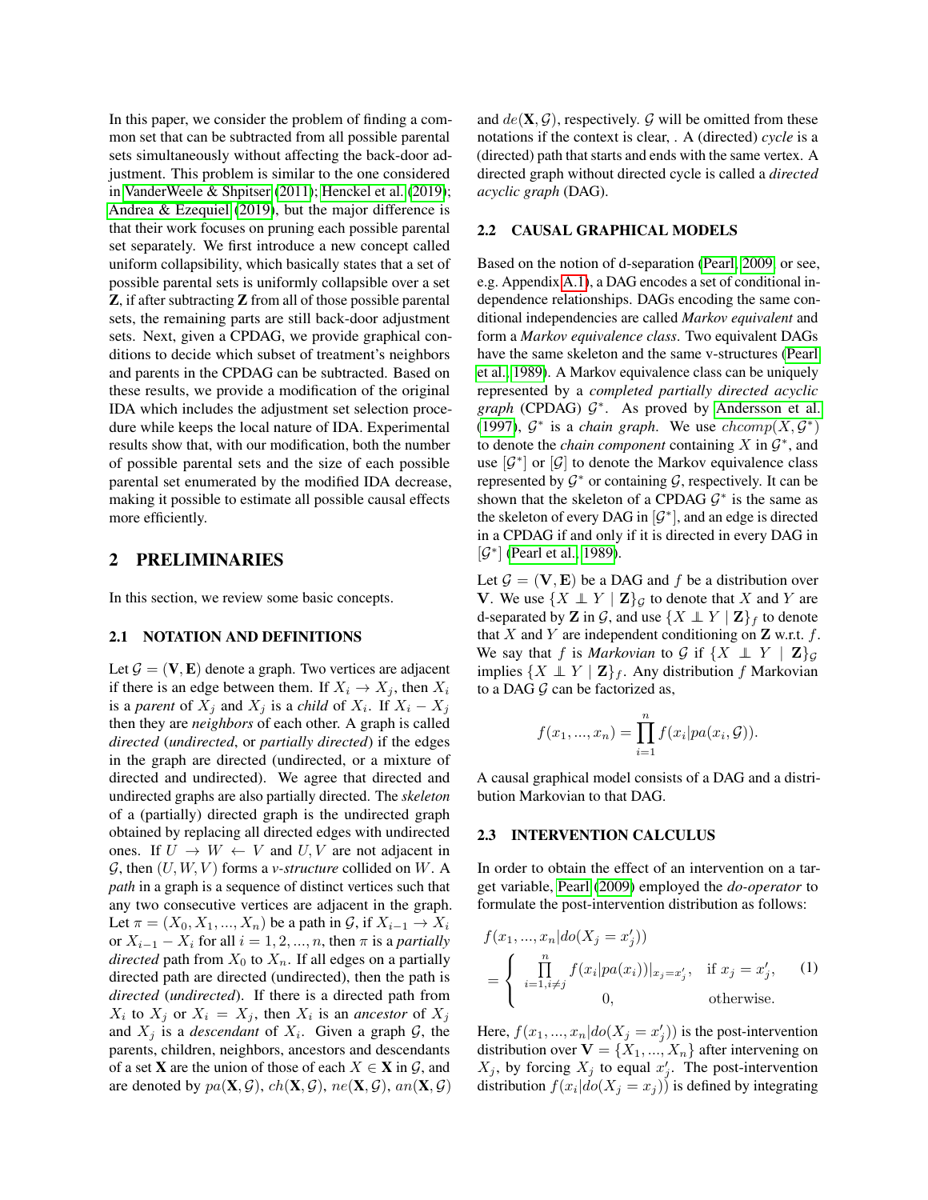In this paper, we consider the problem of finding a common set that can be subtracted from all possible parental sets simultaneously without affecting the back-door adjustment. This problem is similar to the one considered in VanderWeele & Shpitser (2011); Henckel et al. (2019); Andrea & Ezequiel (2019), but the major difference is that their work focuses on pruning each possible parental set separately. We first introduce a new concept called uniform collapsibility, which basically states that a set of possible parental sets is uniformly collapsible over a set $\mathbf{Z}$, if after subtracting $\mathbf{Z}$ from all of those possible parental sets, the remaining parts are still back-door adjustment sets. Next, given a CPDAG, we provide graphical conditions to decide which subset of treatment's neighbors and parents in the CPDAG can be subtracted. Based on these results, we provide a modification of the original IDA which includes the adjustment set selection procedure while keeps the local nature of IDA. Experimental results show that, with our modification, both the number of possible parental sets and the size of each possible parental set enumerated by the modified IDA decrease, making it possible to estimate all possible causal effects more efficiently.

## 2 PRELIMINARIES

In this section, we review some basic concepts.

### 2.1 NOTATION AND DEFINITIONS

Let $\mathcal{G} = (\mathbf{V}, \mathbf{E})$ denote a graph. Two vertices are adjacent if there is an edge between them. If $X_i \to X_j$, then $X_i$ is a *parent* of $X_j$ and $X_j$ is a *child* of $X_i$. If $X_i - X_j$ then they are *neighbors* of each other. A graph is called *directed* (*undirected*, or *partially directed*) if the edges in the graph are directed (undirected, or a mixture of directed and undirected). We agree that directed and undirected graphs are also partially directed. The *skeleton* of a (partially) directed graph is the undirected graph obtained by replacing all directed edges with undirected ones. If $U \to W \leftarrow V$ and $U, V$ are not adjacent in $\mathcal{G}$, then $(U, W, V)$ forms a *v-structure* collided on $W$. A *path* in a graph is a sequence of distinct vertices such that any two consecutive vertices are adjacent in the graph. Let $\pi = (X_0, X_1, ..., X_n)$ be a path in $\mathcal{G}$, if $X_{i-1} \to X_i$ or $X_{i-1} - X_i$ for all $i = 1, 2, ..., n$, then $\pi$ is a *partially directed* path from $X_0$ to $X_n$. If all edges on a partially directed path are directed (undirected), then the path is *directed* (*undirected*). If there is a directed path from $X_i$ to $X_j$ or $X_i = X_j$, then $X_i$ is an *ancestor* of $X_j$ and $X_j$ is a *descendant* of $X_i$. Given a graph $\mathcal{G}$, the parents, children, neighbors, ancestors and descendants of a set $\mathbf{X}$ are the union of those of each $X \in \mathbf{X}$ in $\mathcal{G}$, and are denoted by $pa(\mathbf{X}, \mathcal{G})$, $ch(\mathbf{X}, \mathcal{G})$, $ne(\mathbf{X}, \mathcal{G})$, $an(\mathbf{X}, \mathcal{G})$ and $de(\mathbf{X}, \mathcal{G})$, respectively. $\mathcal{G}$ will be omitted from these notations if the context is clear, . A (directed) *cycle* is a (directed) path that starts and ends with the same vertex. A directed graph without directed cycle is called a *directed acyclic graph* (DAG).

### 2.2 CAUSAL GRAPHICAL MODELS

Based on the notion of d-separation (Pearl, 2009, or see, e.g. Appendix A.1), a DAG encodes a set of conditional independence relationships. DAGs encoding the same conditional independencies are called *Markov equivalent* and form a *Markov equivalence class*. Two equivalent DAGs have the same skeleton and the same v-structures (Pearl et al., 1989). A Markov equivalence class can be uniquely represented by a *completed partially directed acyclic graph* (CPDAG) $\mathcal{G}^*$. As proved by Andersson et al. (1997), $\mathcal{G}^*$ is a *chain graph*. We use $chcomp(X, \mathcal{G}^*)$ to denote the *chain component* containing $X$ in $\mathcal{G}^*$, and use $[\mathcal{G}^*]$ or $[\mathcal{G}]$ to denote the Markov equivalence class represented by $\mathcal{G}^*$ or containing $\mathcal{G}$, respectively. It can be shown that the skeleton of a CPDAG $\mathcal{G}^*$ is the same as the skeleton of every DAG in $[\mathcal{G}^*]$, and an edge is directed in a CPDAG if and only if it is directed in every DAG in $[\mathcal{G}^*]$ (Pearl et al., 1989).

Let $\mathcal{G} = (\mathbf{V}, \mathbf{E})$ be a DAG and $f$ be a distribution over $\mathbf{V}$. We use $\{X \perp\!\!\!\perp Y \mid \mathbf{Z}\}_{\mathcal{G}}$ to denote that $X$ and $Y$ are d-separated by $\mathbf{Z}$ in $\mathcal{G}$, and use $\{X \perp\!\!\!\perp Y \mid \mathbf{Z}\}_f$ to denote that $X$ and $Y$ are independent conditioning on $\mathbf{Z}$ w.r.t. $f$. We say that $f$ is *Markovian* to $\mathcal{G}$ if $\{X \perp\!\!\!\perp Y \mid \mathbf{Z}\}_{\mathcal{G}}$ implies $\{X \perp\!\!\!\perp Y \mid \mathbf{Z}\}_f$. Any distribution $f$ Markovian to a DAG $\mathcal{G}$ can be factorized as,

$$f(x_1, ..., x_n) = \prod_{i=1}^{n} f(x_i | pa(x_i, \mathcal{G})).$$

A causal graphical model consists of a DAG and a distribution Markovian to that DAG.

### 2.3 INTERVENTION CALCULUS

In order to obtain the effect of an intervention on a target variable, Pearl (2009) employed the *do-operator* to formulate the post-intervention distribution as follows:

$$f(x_1, ..., x_n | do(X_j = x'_j)) = \begin{cases} \prod_{i=1, i \neq j}^{n} f(x_i | pa(x_i))|_{x_j = x'_j}, & \text{if } x_j = x'_j, \\ 0, & \text{otherwise}. \end{cases} \quad (1)$$

Here, $f(x_1, ..., x_n | do(X_j = x'_j))$ is the post-intervention distribution over $\mathbf{V} = \{X_1, ..., X_n\}$ after intervening on $X_j$, by forcing $X_j$ to equal $x'_j$. The post-intervention distribution $f(x_i | do(X_j = x_j))$ is defined by integrating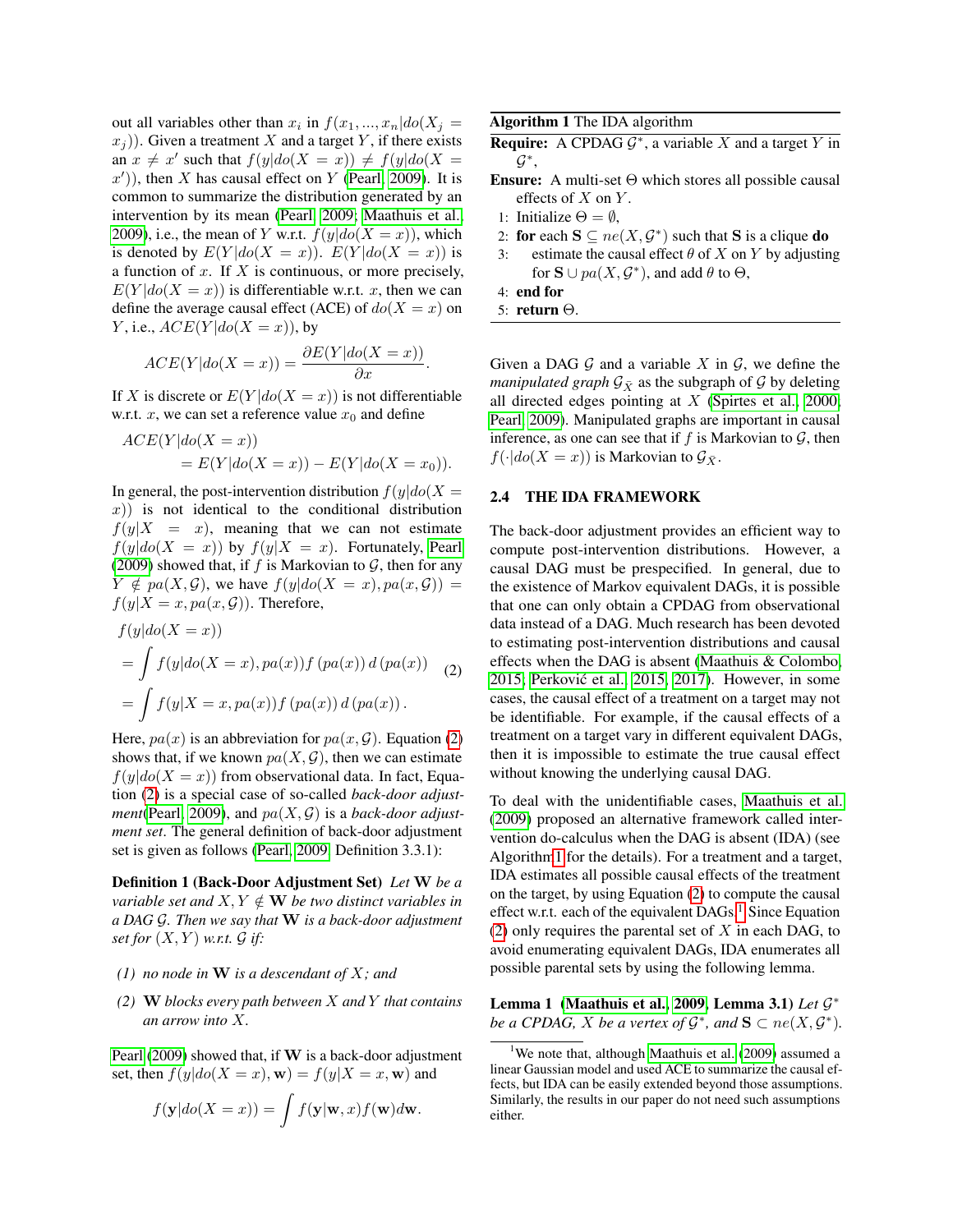out all variables other than $x_i$ in $f(x_1, ..., x_n | do(X_j = x_j))$. Given a treatment $X$ and a target $Y$, if there exists an $x \neq x'$ such that $f(y|do(X = x)) \neq f(y|do(X = x'))$, then $X$ has causal effect on $Y$ (Pearl, 2009). It is common to summarize the distribution generated by an intervention by its mean (Pearl, 2009; Maathuis et al., 2009), i.e., the mean of $Y$ w.r.t. $f(y|do(X = x))$, which is denoted by $E(Y|do(X = x))$. $E(Y|do(X = x))$ is a function of $x$. If $X$ is continuous, or more precisely, $E(Y|do(X = x))$ is differentiable w.r.t. $x$, then we can define the average causal effect (ACE) of $do(X = x)$ on $Y$, i.e., $ACE(Y|do(X = x))$, by

$$ACE(Y|do(X = x)) = \frac{\partial E(Y|do(X = x))}{\partial x}.$$

If $X$ is discrete or $E(Y|do(X = x))$ is not differentiable w.r.t. $x$, we can set a reference value $x_0$ and define

$$\begin{aligned} &ACE(Y|do(X = x)) \\ &\quad = E(Y|do(X = x)) - E(Y|do(X = x_0)). \end{aligned}$$

In general, the post-intervention distribution $f(y|do(X = x))$ is not identical to the conditional distribution $f(y|X = x)$, meaning that we can not estimate $f(y|do(X = x))$ by $f(y|X = x)$. Fortunately, Pearl (2009) showed that, if $f$ is Markovian to $\mathcal{G}$, then for any $Y \notin pa(X, \mathcal{G})$, we have $f(y|do(X = x), pa(x, \mathcal{G})) = f(y|X = x, pa(x, \mathcal{G}))$. Therefore,

$$\begin{aligned} &f(y|do(X = x)) \\ &= \int f(y|do(X = x), pa(x)) f\left(pa(x)\right) d\left(pa(x)\right) \\ &= \int f(y|X = x, pa(x)) f\left(pa(x)\right) d\left(pa(x)\right). \end{aligned} \tag{2}$$

Here, $pa(x)$ is an abbreviation for $pa(x, \mathcal{G})$. Equation (2) shows that, if we known $pa(X, \mathcal{G})$, then we can estimate $f(y|do(X = x))$ from observational data. In fact, Equation (2) is a special case of so-called *back-door adjustment*(Pearl, 2009), and $pa(X, \mathcal{G})$ is a *back-door adjustment set*. The general definition of back-door adjustment set is given as follows (Pearl, 2009, Definition 3.3.1):

**Definition 1 (Back-Door Adjustment Set)** *Let* $\mathbf{W}$ *be a variable set and* $X, Y \notin \mathbf{W}$ *be two distinct variables in a DAG* $\mathcal{G}$. *Then we say that* $\mathbf{W}$ *is a back-door adjustment set for* $(X, Y)$ *w.r.t.* $\mathcal{G}$ *if:*

*(1) no node in* $\mathbf{W}$ *is a descendant of* $X$*; and*

*(2)* $\mathbf{W}$ *blocks every path between* $X$ *and* $Y$ *that contains an arrow into* $X$.

Pearl (2009) showed that, if $\mathbf{W}$ is a back-door adjustment set, then $f(y|do(X = x), \mathbf{w}) = f(y|X = x, \mathbf{w})$ and

$$f(\mathbf{y}|do(X = x)) = \int f(\mathbf{y}|\mathbf{w}, x) f(\mathbf{w}) d\mathbf{w}.$$

**Algorithm 1** The IDA algorithm

**Require:** A CPDAG $\mathcal{G}^*$, a variable $X$ and a target $Y$ in $\mathcal{G}^*$,

**Ensure:** A multi-set $\Theta$ which stores all possible causal effects of $X$ on $Y$.

1: Initialize $\Theta = \emptyset$,
2: **for** each $\mathbf{S} \subseteq ne(X, \mathcal{G}^*)$ such that $\mathbf{S}$ is a clique **do**
3: estimate the causal effect $\theta$ of $X$ on $Y$ by adjusting for $\mathbf{S} \cup pa(X, \mathcal{G}^*)$, and add $\theta$ to $\Theta$,
4: **end for**
5: **return** $\Theta$.

Given a DAG $\mathcal{G}$ and a variable $X$ in $\mathcal{G}$, we define the *manipulated graph* $\mathcal{G}_{\bar{X}}$ as the subgraph of $\mathcal{G}$ by deleting all directed edges pointing at $X$ (Spirtes et al., 2000; Pearl, 2009). Manipulated graphs are important in causal inference, as one can see that if $f$ is Markovian to $\mathcal{G}$, then $f(\cdot|do(X = x))$ is Markovian to $\mathcal{G}_{\bar{X}}$.

### 2.4 THE IDA FRAMEWORK

The back-door adjustment provides an efficient way to compute post-intervention distributions. However, a causal DAG must be prespecified. In general, due to the existence of Markov equivalent DAGs, it is possible that one can only obtain a CPDAG from observational data instead of a DAG. Much research has been devoted to estimating post-intervention distributions and causal effects when the DAG is absent (Maathuis & Colombo, 2015; Perković et al., 2015, 2017). However, in some cases, the causal effect of a treatment on a target may not be identifiable. For example, if the causal effects of a treatment on a target vary in different equivalent DAGs, then it is impossible to estimate the true causal effect without knowing the underlying causal DAG.

To deal with the unidentifiable cases, Maathuis et al. (2009) proposed an alternative framework called intervention do-calculus when the DAG is absent (IDA) (see Algorithm 1 for the details). For a treatment and a target, IDA estimates all possible causal effects of the treatment on the target, by using Equation (2) to compute the causal effect w.r.t. each of the equivalent DAGs.[1] Since Equation (2) only requires the parental set of $X$ in each DAG, to avoid enumerating equivalent DAGs, IDA enumerates all possible parental sets by using the following lemma.

**Lemma 1** **(Maathuis et al., 2009, Lemma 3.1)** *Let* $\mathcal{G}^*$ *be a CPDAG,* $X$ *be a vertex of* $\mathcal{G}^*$*, and* $\mathbf{S} \subset ne(X, \mathcal{G}^*)$.

[1] We note that, although Maathuis et al. (2009) assumed a linear Gaussian model and used ACE to summarize the causal effects, but IDA can be easily extended beyond those assumptions. Similarly, the results in our paper do not need such assumptions either.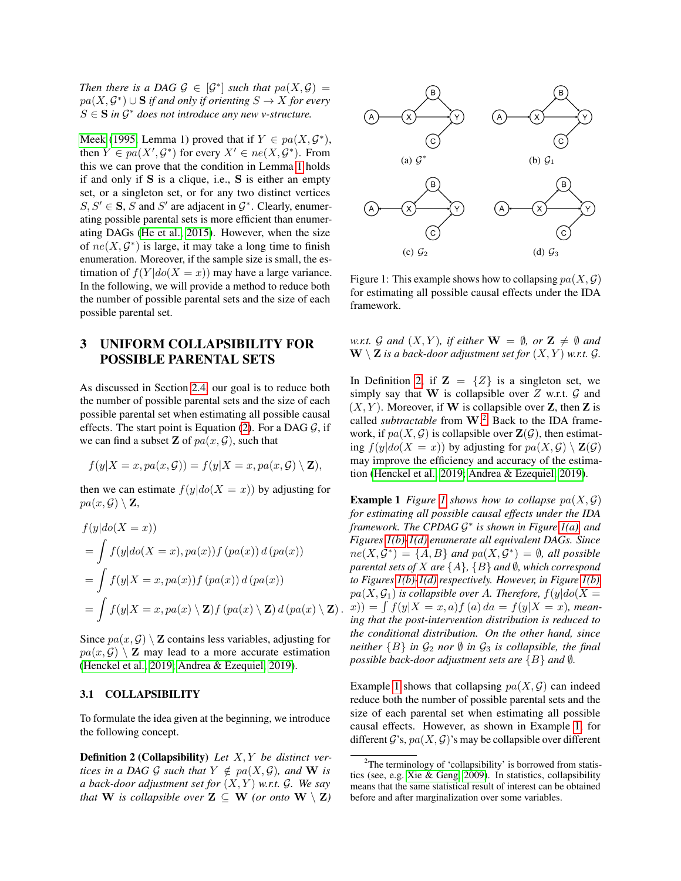*Then there is a DAG $\mathcal{G} \in [\mathcal{G}^*]$ such that $pa(X, \mathcal{G}) = pa(X, \mathcal{G}^*) \cup \mathbf{S}$ if and only if orienting $S \to X$ for every $S \in \mathbf{S}$ in $\mathcal{G}^*$ does not introduce any new v-structure.*

Meek (1995, Lemma 1) proved that if $Y \in pa(X, \mathcal{G}^*)$, then $Y \in pa(X', \mathcal{G}^*)$ for every $X' \in ne(X, \mathcal{G}^*)$. From this we can prove that the condition in Lemma 1 holds if and only if $\mathbf{S}$ is a clique, i.e., $\mathbf{S}$ is either an empty set, or a singleton set, or for any two distinct vertices $S, S' \in \mathbf{S}$, $S$ and $S'$ are adjacent in $\mathcal{G}^*$. Clearly, enumerating possible parental sets is more efficient than enumerating DAGs (He et al., 2015). However, when the size of $ne(X, \mathcal{G}^*)$ is large, it may take a long time to finish enumeration. Moreover, if the sample size is small, the estimation of $f(Y|do(X = x))$ may have a large variance. In the following, we will provide a method to reduce both the number of possible parental sets and the size of each possible parental set.

## 3 UNIFORM COLLAPSIBILITY FOR POSSIBLE PARENTAL SETS

As discussed in Section 2.4, our goal is to reduce both the number of possible parental sets and the size of each possible parental set when estimating all possible causal effects. The start point is Equation (2). For a DAG $\mathcal{G}$, if we can find a subset $\mathbf{Z}$ of $pa(x, \mathcal{G})$, such that

$$f(y|X = x, pa(x, \mathcal{G})) = f(y|X = x, pa(x, \mathcal{G}) \setminus \mathbf{Z}),$$

then we can estimate $f(y|do(X = x))$ by adjusting for $pa(x, \mathcal{G}) \setminus \mathbf{Z}$,

$$\begin{aligned}
&f(y|do(X = x)) \\
&= \int f(y|do(X = x), pa(x)) f(pa(x)) \, d(pa(x)) \\
&= \int f(y|X = x, pa(x)) f(pa(x)) \, d(pa(x)) \\
&= \int f(y|X = x, pa(x) \setminus \mathbf{Z}) f(pa(x) \setminus \mathbf{Z}) \, d(pa(x) \setminus \mathbf{Z}).
\end{aligned}$$

Since $pa(x, \mathcal{G}) \setminus \mathbf{Z}$ contains less variables, adjusting for $pa(x, \mathcal{G}) \setminus \mathbf{Z}$ may lead to a more accurate estimation (Henckel et al., 2019; Andrea & Ezequiel, 2019).

### 3.1 COLLAPSIBILITY

To formulate the idea given at the beginning, we introduce the following concept.

**Definition 2 (Collapsibility)** *Let $X, Y$ be distinct vertices in a DAG $\mathcal{G}$ such that $Y \notin pa(X, \mathcal{G})$, and $\mathbf{W}$ is a back-door adjustment set for $(X, Y)$ w.r.t. $\mathcal{G}$. We say that $\mathbf{W}$ is collapsible over $\mathbf{Z} \subseteq \mathbf{W}$ (or onto $\mathbf{W} \setminus \mathbf{Z}$) w.r.t. $\mathcal{G}$ and $(X, Y)$, if either $\mathbf{W} = \emptyset$, or $\mathbf{Z} \neq \emptyset$ and $\mathbf{W} \setminus \mathbf{Z}$ is a back-door adjustment set for $(X, Y)$ w.r.t. $\mathcal{G}$.*

(a) $\mathcal{G}^*$ (b) $\mathcal{G}_1$ (c) $\mathcal{G}_2$ (d) $\mathcal{G}_3$

Figure 1: This example shows how to collapsing $pa(X, \mathcal{G})$ for estimating all possible causal effects under the IDA framework.

In Definition 2, if $\mathbf{Z} = \{Z\}$ is a singleton set, we simply say that $\mathbf{W}$ is collapsible over $Z$ w.r.t. $\mathcal{G}$ and $(X, Y)$. Moreover, if $\mathbf{W}$ is collapsible over $\mathbf{Z}$, then $\mathbf{Z}$ is called *subtractable* from $\mathbf{W}$.[2] Back to the IDA framework, if $pa(X, \mathcal{G})$ is collapsible over $\mathbf{Z}(\mathcal{G})$, then estimating $f(y|do(X = x))$ by adjusting for $pa(X, \mathcal{G}) \setminus \mathbf{Z}(\mathcal{G})$ may improve the efficiency and accuracy of the estimation (Henckel et al., 2019; Andrea & Ezequiel, 2019).

**Example 1** *Figure 1 shows how to collapse $pa(X, \mathcal{G})$ for estimating all possible causal effects under the IDA framework. The CPDAG $\mathcal{G}^*$ is shown in Figure 1(a), and Figures 1(b)-1(d) enumerate all equivalent DAGs. Since $ne(X, \mathcal{G}^*) = \{A, B\}$ and $pa(X, \mathcal{G}^*) = \emptyset$, all possible parental sets of $X$ are $\{A\}$, $\{B\}$ and $\emptyset$, which correspond to Figures 1(b)-1(d) respectively. However, in Figure 1(b), $pa(X, \mathcal{G}_1)$ is collapsible over $A$. Therefore, $f(y|do(X = x)) = \int f(y|X = x, a) f(a) \, da = f(y|X = x)$, meaning that the post-intervention distribution is reduced to the conditional distribution. On the other hand, since neither $\{B\}$ in $\mathcal{G}_2$ nor $\emptyset$ in $\mathcal{G}_3$ is collapsible, the final possible back-door adjustment sets are $\{B\}$ and $\emptyset$.*

Example 1 shows that collapsing $pa(X, \mathcal{G})$ can indeed reduce both the number of possible parental sets and the size of each parental set when estimating all possible causal effects. However, as shown in Example 1, for different $\mathcal{G}$'s, $pa(X, \mathcal{G})$'s may be collapsible over different

[2] The terminology of 'collapsibility' is borrowed from statistics (see, e.g. Xie & Geng, 2009). In statistics, collapsibility means that the same statistical result of interest can be obtained before and after marginalization over some variables.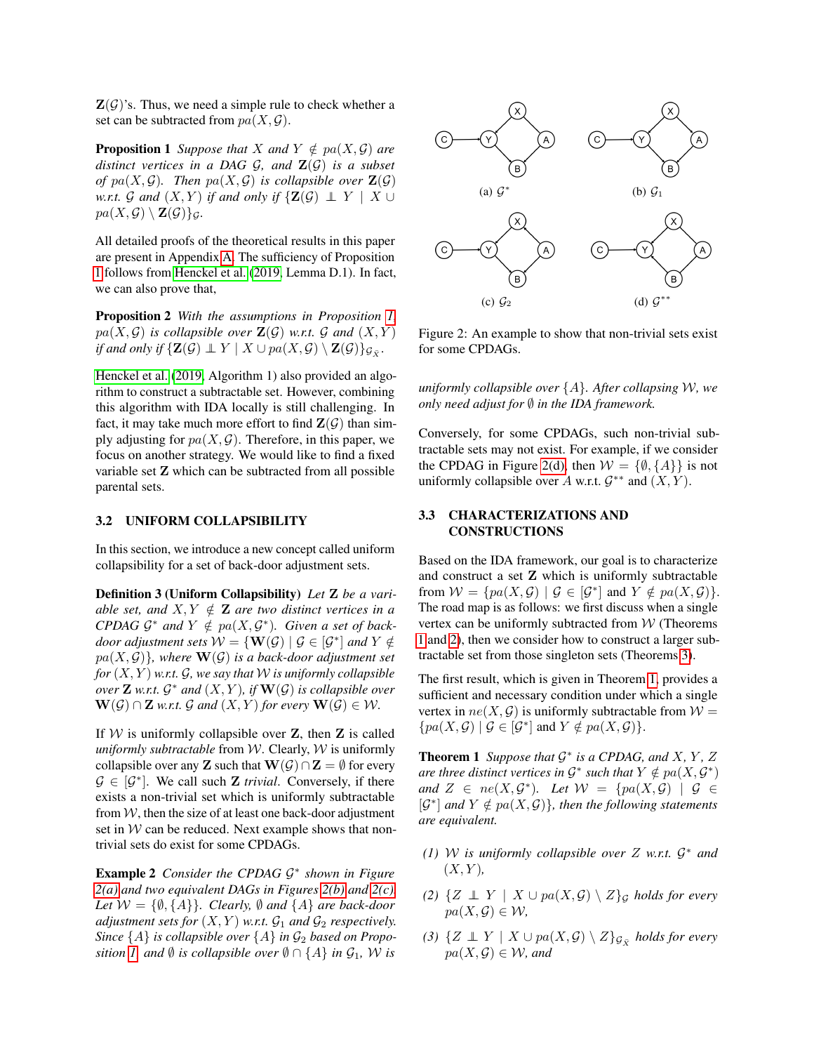$\mathbf{Z}(\mathcal{G})$'s. Thus, we need a simple rule to check whether a set can be subtracted from $pa(X, \mathcal{G})$.

**Proposition 1** *Suppose that $X$ and $Y \notin pa(X, \mathcal{G})$ are distinct vertices in a DAG $\mathcal{G}$, and $\mathbf{Z}(\mathcal{G})$ is a subset of $pa(X, \mathcal{G})$. Then $pa(X, \mathcal{G})$ is collapsible over $\mathbf{Z}(\mathcal{G})$ w.r.t. $\mathcal{G}$ and $(X, Y)$ if and only if $\{\mathbf{Z}(\mathcal{G}) \perp\!\!\!\perp Y \mid X \cup pa(X, \mathcal{G}) \setminus \mathbf{Z}(\mathcal{G})\}_{\mathcal{G}}$.*

All detailed proofs of the theoretical results in this paper are present in Appendix A. The sufficiency of Proposition 1 follows from Henckel et al. (2019, Lemma D.1). In fact, we can also prove that,

**Proposition 2** *With the assumptions in Proposition 1, $pa(X, \mathcal{G})$ is collapsible over $\mathbf{Z}(\mathcal{G})$ w.r.t. $\mathcal{G}$ and $(X, Y)$ if and only if $\{\mathbf{Z}(\mathcal{G}) \perp\!\!\!\perp Y \mid X \cup pa(X, \mathcal{G}) \setminus \mathbf{Z}(\mathcal{G})\}_{\mathcal{G}_{\underline{X}}}$.*

Henckel et al. (2019, Algorithm 1) also provided an algorithm to construct a subtractable set. However, combining this algorithm with IDA locally is still challenging. In fact, it may take much more effort to find $\mathbf{Z}(\mathcal{G})$ than simply adjusting for $pa(X, \mathcal{G})$. Therefore, in this paper, we focus on another strategy. We would like to find a fixed variable set $\mathbf{Z}$ which can be subtracted from all possible parental sets.

### 3.2 UNIFORM COLLAPSIBILITY

In this section, we introduce a new concept called uniform collapsibility for a set of back-door adjustment sets.

**Definition 3 (Uniform Collapsibility)** *Let $\mathbf{Z}$ be a variable set, and $X, Y \notin \mathbf{Z}$ are two distinct vertices in a CPDAG $\mathcal{G}^*$ and $Y \notin pa(X, \mathcal{G}^*)$. Given a set of back-door adjustment sets $\mathcal{W} = \{\mathbf{W}(\mathcal{G}) \mid \mathcal{G} \in [\mathcal{G}^*]$ and $Y \notin pa(X, \mathcal{G})\}$, where $\mathbf{W}(\mathcal{G})$ is a back-door adjustment set for $(X, Y)$ w.r.t. $\mathcal{G}$, we say that $\mathcal{W}$ is uniformly collapsible over $\mathbf{Z}$ w.r.t. $\mathcal{G}^*$ and $(X, Y)$, if $\mathbf{W}(\mathcal{G})$ is collapsible over $\mathbf{W}(\mathcal{G}) \cap \mathbf{Z}$ w.r.t. $\mathcal{G}$ and $(X, Y)$ for every $\mathbf{W}(\mathcal{G}) \in \mathcal{W}$.*

If $\mathcal{W}$ is uniformly collapsible over $\mathbf{Z}$, then $\mathbf{Z}$ is called *uniformly subtractable* from $\mathcal{W}$. Clearly, $\mathcal{W}$ is uniformly collapsible over any $\mathbf{Z}$ such that $\mathbf{W}(\mathcal{G}) \cap \mathbf{Z} = \emptyset$ for every $\mathcal{G} \in [\mathcal{G}^*]$. We call such $\mathbf{Z}$ *trivial*. Conversely, if there exists a non-trivial set which is uniformly subtractable from $\mathcal{W}$, then the size of at least one back-door adjustment set in $\mathcal{W}$ can be reduced. Next example shows that non-trivial sets do exist for some CPDAGs.

**Example 2** *Consider the CPDAG $\mathcal{G}^*$ shown in Figure 2(a) and two equivalent DAGs in Figures 2(b) and 2(c). Let $\mathcal{W} = \{\emptyset, \{A\}\}$. Clearly, $\emptyset$ and $\{A\}$ are back-door adjustment sets for $(X, Y)$ w.r.t. $\mathcal{G}_1$ and $\mathcal{G}_2$ respectively. Since $\{A\}$ is collapsible over $\{A\}$ in $\mathcal{G}_2$ based on Proposition 1, and $\emptyset$ is collapsible over $\emptyset \cap \{A\}$ in $\mathcal{G}_1$, $\mathcal{W}$ is uniformly collapsible over $\{A\}$. After collapsing $\mathcal{W}$, we only need adjust for $\emptyset$ in the IDA framework.*

(a) $\mathcal{G}^*$ (b) $\mathcal{G}_1$ (c) $\mathcal{G}_2$ (d) $\mathcal{G}^{**}$

Figure 2: An example to show that non-trivial sets exist for some CPDAGs.

Conversely, for some CPDAGs, such non-trivial subtractable sets may not exist. For example, if we consider the CPDAG in Figure 2(d), then $\mathcal{W} = \{\emptyset, \{A\}\}$ is not uniformly collapsible over $A$ w.r.t. $\mathcal{G}^{**}$ and $(X, Y)$.

### 3.3 CHARACTERIZATIONS AND CONSTRUCTIONS

Based on the IDA framework, our goal is to characterize and construct a set $\mathbf{Z}$ which is uniformly subtractable from $\mathcal{W} = \{pa(X, \mathcal{G}) \mid \mathcal{G} \in [\mathcal{G}^*]$ and $Y \notin pa(X, \mathcal{G})\}$. The road map is as follows: we first discuss when a single vertex can be uniformly subtracted from $\mathcal{W}$ (Theorems 1 and 2), then we consider how to construct a larger subtractable set from those singleton sets (Theorems 3).

The first result, which is given in Theorem 1, provides a sufficient and necessary condition under which a single vertex in $ne(X, \mathcal{G})$ is uniformly subtractable from $\mathcal{W} = \{pa(X, \mathcal{G}) \mid \mathcal{G} \in [\mathcal{G}^*]$ and $Y \notin pa(X, \mathcal{G})\}$.

**Theorem 1** *Suppose that $\mathcal{G}^*$ is a CPDAG, and $X$, $Y$, $Z$ are three distinct vertices in $\mathcal{G}^*$ such that $Y \notin pa(X, \mathcal{G}^*)$ and $Z \in ne(X, \mathcal{G}^*)$. Let $\mathcal{W} = \{pa(X, \mathcal{G}) \mid \mathcal{G} \in [\mathcal{G}^*]$ and $Y \notin pa(X, \mathcal{G})\}$, then the following statements are equivalent.*

*(1) $\mathcal{W}$ is uniformly collapsible over $Z$ w.r.t. $\mathcal{G}^*$ and $(X, Y)$,*

*(2) $\{Z \perp\!\!\!\perp Y \mid X \cup pa(X, \mathcal{G}) \setminus Z\}_{\mathcal{G}}$ holds for every $pa(X, \mathcal{G}) \in \mathcal{W}$,*

*(3) $\{Z \perp\!\!\!\perp Y \mid X \cup pa(X, \mathcal{G}) \setminus Z\}_{\mathcal{G}_{\underline{X}}}$ holds for every $pa(X, \mathcal{G}) \in \mathcal{W}$, and*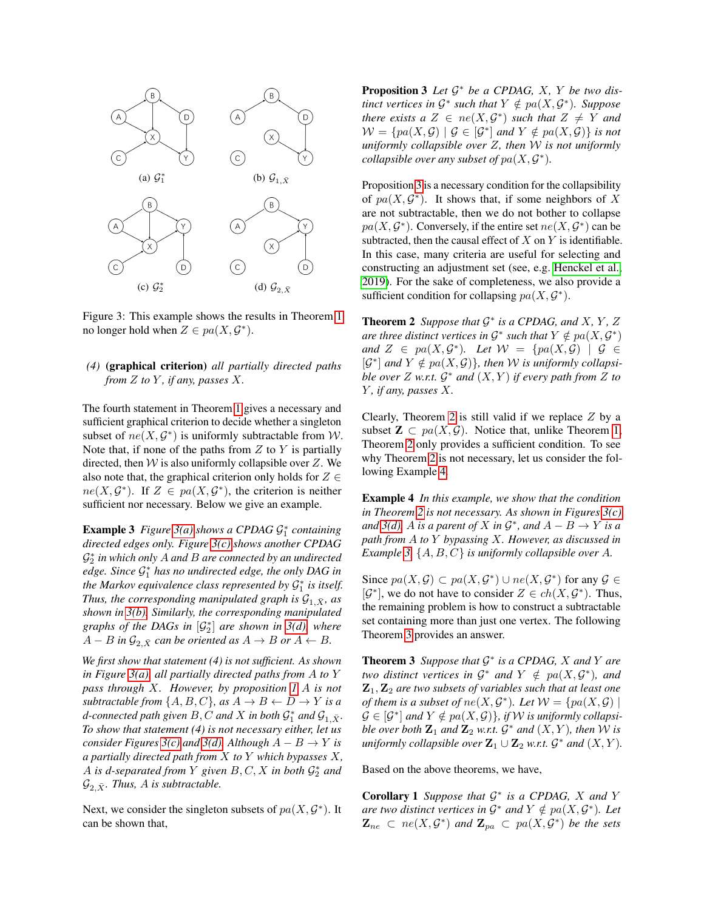(a) $\mathcal{G}_1^*$ (b) $\mathcal{G}_{1,\bar{X}}$

(c) $\mathcal{G}_2^*$ (d) $\mathcal{G}_{2,\bar{X}}$

Figure 3: This example shows the results in Theorem 1 no longer hold when $Z \in pa(X, \mathcal{G}^*)$.

*(4)* **(graphical criterion)** *all partially directed paths from $Z$ to $Y$, if any, passes $X$.*

The fourth statement in Theorem 1 gives a necessary and sufficient graphical criterion to decide whether a singleton subset of $ne(X, \mathcal{G}^*)$ is uniformly subtractable from $\mathcal{W}$. Note that, if none of the paths from $Z$ to $Y$ is partially directed, then $\mathcal{W}$ is also uniformly collapsible over $Z$. We also note that, the graphical criterion only holds for $Z \in ne(X, \mathcal{G}^*)$. If $Z \in pa(X, \mathcal{G}^*)$, the criterion is neither sufficient nor necessary. Below we give an example.

**Example 3** *Figure 3(a) shows a CPDAG $\mathcal{G}_1^*$ containing directed edges only. Figure 3(c) shows another CPDAG $\mathcal{G}_2^*$ in which only $A$ and $B$ are connected by an undirected edge. Since $\mathcal{G}_1^*$ has no undirected edge, the only DAG in the Markov equivalence class represented by $\mathcal{G}_1^*$ is itself. Thus, the corresponding manipulated graph is $\mathcal{G}_{1,\bar{X}}$, as shown in 3(b). Similarly, the corresponding manipulated graphs of the DAGs in $[\mathcal{G}_2^*]$ are shown in 3(d), where $A - B$ in $\mathcal{G}_{2,\bar{X}}$ can be oriented as $A \to B$ or $A \leftarrow B$.*

*We first show that statement (4) is not sufficient. As shown in Figure 3(a), all partially directed paths from $A$ to $Y$ pass through $X$. However, by proposition 1, $A$ is not subtractable from $\{A, B, C\}$, as $A \to B \leftarrow D \to Y$ is a d-connected path given $B, C$ and $X$ in both $\mathcal{G}_1^*$ and $\mathcal{G}_{1,\bar{X}}$. To show that statement (4) is not necessary either, let us consider Figures 3(c) and 3(d). Although $A - B \to Y$ is a partially directed path from $X$ to $Y$ which bypasses $X$, $A$ is d-separated from $Y$ given $B, C, X$ in both $\mathcal{G}_2^*$ and $\mathcal{G}_{2,\bar{X}}$. Thus, $A$ is subtractable.*

Next, we consider the singleton subsets of $pa(X, \mathcal{G}^*)$. It can be shown that,

**Proposition 3** *Let $\mathcal{G}^*$ be a CPDAG, $X$, $Y$ be two distinct vertices in $\mathcal{G}^*$ such that $Y \notin pa(X, \mathcal{G}^*)$. Suppose there exists a $Z \in ne(X, \mathcal{G}^*)$ such that $Z \neq Y$ and $\mathcal{W} = \{pa(X, \mathcal{G}) \mid \mathcal{G} \in [\mathcal{G}^*]$ and $Y \notin pa(X, \mathcal{G})\}$ is not uniformly collapsible over $Z$, then $\mathcal{W}$ is not uniformly collapsible over any subset of $pa(X, \mathcal{G}^*)$.*

Proposition 3 is a necessary condition for the collapsibility of $pa(X, \mathcal{G}^*)$. It shows that, if some neighbors of $X$ are not subtractable, then we do not bother to collapse $pa(X, \mathcal{G}^*)$. Conversely, if the entire set $ne(X, \mathcal{G}^*)$ can be subtracted, then the causal effect of $X$ on $Y$ is identifiable. In this case, many criteria are useful for selecting and constructing an adjustment set (see, e.g. Henckel et al., 2019). For the sake of completeness, we also provide a sufficient condition for collapsing $pa(X, \mathcal{G}^*)$.

**Theorem 2** *Suppose that $\mathcal{G}^*$ is a CPDAG, and $X$, $Y$, $Z$ are three distinct vertices in $\mathcal{G}^*$ such that $Y \notin pa(X, \mathcal{G}^*)$ and $Z \in pa(X, \mathcal{G}^*)$. Let $\mathcal{W} = \{pa(X, \mathcal{G}) \mid \mathcal{G} \in [\mathcal{G}^*]$ and $Y \notin pa(X, \mathcal{G})\}$, then $\mathcal{W}$ is uniformly collapsible over $Z$ w.r.t. $\mathcal{G}^*$ and $(X, Y)$ if every path from $Z$ to $Y$, if any, passes $X$.*

Clearly, Theorem 2 is still valid if we replace $Z$ by a subset $\mathbf{Z} \subset pa(X, \mathcal{G})$. Notice that, unlike Theorem 1, Theorem 2 only provides a sufficient condition. To see why Theorem 2 is not necessary, let us consider the following Example 4.

**Example 4** *In this example, we show that the condition in Theorem 2 is not necessary. As shown in Figures 3(c) and 3(d), $A$ is a parent of $X$ in $\mathcal{G}^*$, and $A - B \to Y$ is a path from $A$ to $Y$ bypassing $X$. However, as discussed in Example 3, $\{A, B, C\}$ is uniformly collapsible over $A$.*

Since $pa(X, \mathcal{G}) \subset pa(X, \mathcal{G}^*) \cup ne(X, \mathcal{G}^*)$ for any $\mathcal{G} \in [\mathcal{G}^*]$, we do not have to consider $Z \in ch(X, \mathcal{G}^*)$. Thus, the remaining problem is how to construct a subtractable set containing more than just one vertex. The following Theorem 3 provides an answer.

**Theorem 3** *Suppose that $\mathcal{G}^*$ is a CPDAG, $X$ and $Y$ are two distinct vertices in $\mathcal{G}^*$ and $Y \notin pa(X, \mathcal{G}^*)$, and $\mathbf{Z}_1, \mathbf{Z}_2$ are two subsets of variables such that at least one of them is a subset of $ne(X, \mathcal{G}^*)$. Let $\mathcal{W} = \{pa(X, \mathcal{G}) \mid \mathcal{G} \in [\mathcal{G}^*]$ and $Y \notin pa(X, \mathcal{G})\}$, if $\mathcal{W}$ is uniformly collapsible over both $\mathbf{Z}_1$ and $\mathbf{Z}_2$ w.r.t. $\mathcal{G}^*$ and $(X, Y)$, then $\mathcal{W}$ is uniformly collapsible over $\mathbf{Z}_1 \cup \mathbf{Z}_2$ w.r.t. $\mathcal{G}^*$ and $(X, Y)$.*

Based on the above theorems, we have,

**Corollary 1** *Suppose that $\mathcal{G}^*$ is a CPDAG, $X$ and $Y$ are two distinct vertices in $\mathcal{G}^*$ and $Y \notin pa(X, \mathcal{G}^*)$. Let $\mathbf{Z}_{ne} \subset ne(X, \mathcal{G}^*)$ and $\mathbf{Z}_{pa} \subset pa(X, \mathcal{G}^*)$ be the sets*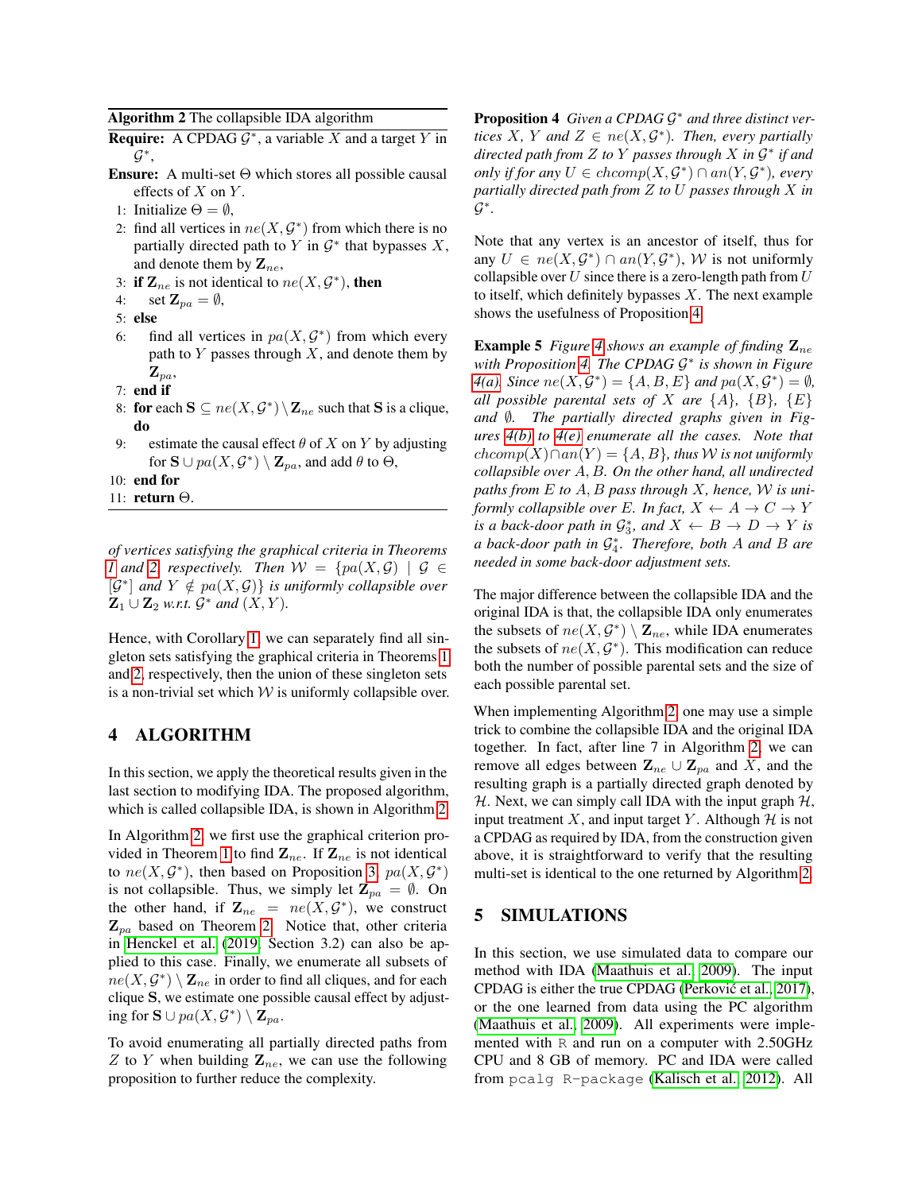**Algorithm 2** The collapsible IDA algorithm

**Require:** A CPDAG $\mathcal{G}^*$, a variable $X$ and a target $Y$ in $\mathcal{G}^*$,

**Ensure:** A multi-set $\Theta$ which stores all possible causal effects of $X$ on $Y$.

1: Initialize $\Theta = \emptyset$,
2: find all vertices in $ne(X, \mathcal{G}^*)$ from which there is no partially directed path to $Y$ in $\mathcal{G}^*$ that bypasses $X$, and denote them by $\mathbf{Z}_{ne}$,
3: **if** $\mathbf{Z}_{ne}$ is not identical to $ne(X, \mathcal{G}^*)$, **then**
4: set $\mathbf{Z}_{pa} = \emptyset$,
5: **else**
6: find all vertices in $pa(X, \mathcal{G}^*)$ from which every path to $Y$ passes through $X$, and denote them by $\mathbf{Z}_{pa}$,
7: **end if**
8: **for** each $\mathbf{S} \subseteq ne(X, \mathcal{G}^*) \setminus \mathbf{Z}_{ne}$ such that $\mathbf{S}$ is a clique, **do**
9: estimate the causal effect $\theta$ of $X$ on $Y$ by adjusting for $\mathbf{S} \cup pa(X, \mathcal{G}^*) \setminus \mathbf{Z}_{pa}$, and add $\theta$ to $\Theta$,
10: **end for**
11: **return** $\Theta$.

*of vertices satisfying the graphical criteria in Theorems 1 and 2, respectively. Then $\mathcal{W} = \{pa(X, \mathcal{G}) \mid \mathcal{G} \in [\mathcal{G}^*]$ and $Y \notin pa(X, \mathcal{G})\}$ is uniformly collapsible over $\mathbf{Z}_1 \cup \mathbf{Z}_2$ w.r.t. $\mathcal{G}^*$ and $(X, Y)$.*

Hence, with Corollary 1, we can separately find all singleton sets satisfying the graphical criteria in Theorems 1 and 2, respectively, then the union of these singleton sets is a non-trivial set which $\mathcal{W}$ is uniformly collapsible over.

## 4 ALGORITHM

In this section, we apply the theoretical results given in the last section to modifying IDA. The proposed algorithm, which is called collapsible IDA, is shown in Algorithm 2.

In Algorithm 2, we first use the graphical criterion provided in Theorem 1 to find $\mathbf{Z}_{ne}$. If $\mathbf{Z}_{ne}$ is not identical to $ne(X, \mathcal{G}^*)$, then based on Proposition 3, $pa(X, \mathcal{G}^*)$ is not collapsible. Thus, we simply let $\mathbf{Z}_{pa} = \emptyset$. On the other hand, if $\mathbf{Z}_{ne} = ne(X, \mathcal{G}^*)$, we construct $\mathbf{Z}_{pa}$ based on Theorem 2. Notice that, other criteria in Henckel et al. (2019, Section 3.2) can also be applied to this case. Finally, we enumerate all subsets of $ne(X, \mathcal{G}^*) \setminus \mathbf{Z}_{ne}$ in order to find all cliques, and for each clique $\mathbf{S}$, we estimate one possible causal effect by adjusting for $\mathbf{S} \cup pa(X, \mathcal{G}^*) \setminus \mathbf{Z}_{pa}$.

To avoid enumerating all partially directed paths from $Z$ to $Y$ when building $\mathbf{Z}_{ne}$, we can use the following proposition to further reduce the complexity.

**Proposition 4** *Given a CPDAG $\mathcal{G}^*$ and three distinct vertices $X$, $Y$ and $Z \in ne(X, \mathcal{G}^*)$. Then, every partially directed path from $Z$ to $Y$ passes through $X$ in $\mathcal{G}^*$ if and only if for any $U \in chcomp(X, \mathcal{G}^*) \cap an(Y, \mathcal{G}^*)$, every partially directed path from $Z$ to $U$ passes through $X$ in $\mathcal{G}^*$.*

Note that any vertex is an ancestor of itself, thus for any $U \in ne(X, \mathcal{G}^*) \cap an(Y, \mathcal{G}^*)$, $\mathcal{W}$ is not uniformly collapsible over $U$ since there is a zero-length path from $U$ to itself, which definitely bypasses $X$. The next example shows the usefulness of Proposition 4.

**Example 5** *Figure 4 shows an example of finding $\mathbf{Z}_{ne}$ with Proposition 4. The CPDAG $\mathcal{G}^*$ is shown in Figure 4(a). Since $ne(X, \mathcal{G}^*) = \{A, B, E\}$ and $pa(X, \mathcal{G}^*) = \emptyset$, all possible parental sets of $X$ are $\{A\}$, $\{B\}$, $\{E\}$ and $\emptyset$. The partially directed graphs given in Figures 4(b) to 4(e) enumerate all the cases. Note that $chcomp(X) \cap an(Y) = \{A, B\}$, thus $\mathcal{W}$ is not uniformly collapsible over $A, B$. On the other hand, all undirected paths from $E$ to $A, B$ pass through $X$, hence, $\mathcal{W}$ is uniformly collapsible over $E$. In fact, $X \leftarrow A \rightarrow C \rightarrow Y$ is a back-door path in $\mathcal{G}_3^*$, and $X \leftarrow B \rightarrow D \rightarrow Y$ is a back-door path in $\mathcal{G}_4^*$. Therefore, both $A$ and $B$ are needed in some back-door adjustment sets.*

The major difference between the collapsible IDA and the original IDA is that, the collapsible IDA only enumerates the subsets of $ne(X, \mathcal{G}^*) \setminus \mathbf{Z}_{ne}$, while IDA enumerates the subsets of $ne(X, \mathcal{G}^*)$. This modification can reduce both the number of possible parental sets and the size of each possible parental set.

When implementing Algorithm 2, one may use a simple trick to combine the collapsible IDA and the original IDA together. In fact, after line 7 in Algorithm 2, we can remove all edges between $\mathbf{Z}_{ne} \cup \mathbf{Z}_{pa}$ and $X$, and the resulting graph is a partially directed graph denoted by $\mathcal{H}$. Next, we can simply call IDA with the input graph $\mathcal{H}$, input treatment $X$, and input target $Y$. Although $\mathcal{H}$ is not a CPDAG as required by IDA, from the construction given above, it is straightforward to verify that the resulting multi-set is identical to the one returned by Algorithm 2.

## 5 SIMULATIONS

In this section, we use simulated data to compare our method with IDA (Maathuis et al., 2009). The input CPDAG is either the true CPDAG (Perković et al., 2017), or the one learned from data using the PC algorithm (Maathuis et al., 2009). All experiments were implemented with `R` and run on a computer with 2.50GHz CPU and 8 GB of memory. PC and IDA were called from `pcalg R-package` (Kalisch et al., 2012). All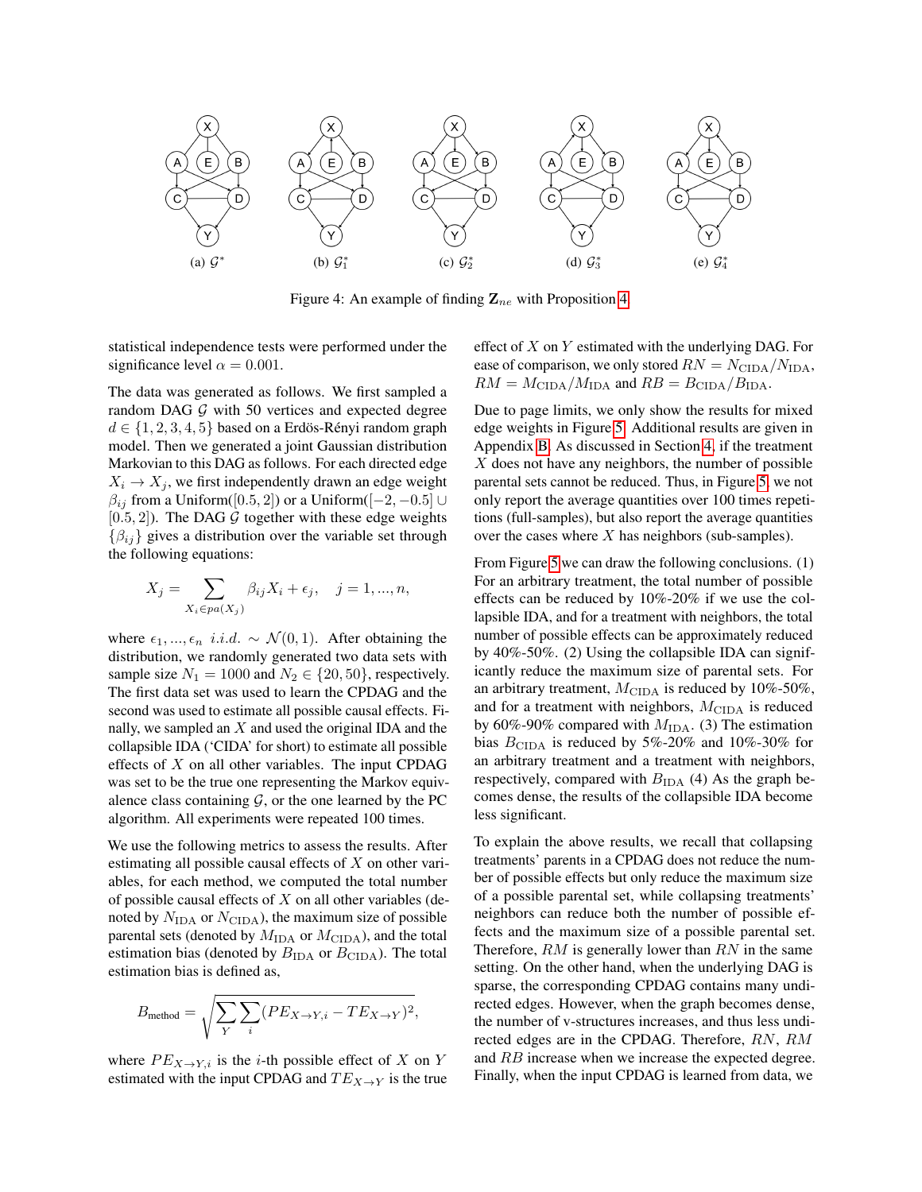(a) $\mathcal{G}^*$ (b) $\mathcal{G}_1^*$ (c) $\mathcal{G}_2^*$ (d) $\mathcal{G}_3^*$ (e) $\mathcal{G}_4^*$

Figure 4: An example of finding $\mathbf{Z}_{ne}$ with Proposition 4.

statistical independence tests were performed under the significance level $\alpha = 0.001$.

The data was generated as follows. We first sampled a random DAG $\mathcal{G}$ with 50 vertices and expected degree $d \in \{1, 2, 3, 4, 5\}$ based on a Erdös-Rényi random graph model. Then we generated a joint Gaussian distribution Markovian to this DAG as follows. For each directed edge $X_i \to X_j$, we first independently drawn an edge weight $\beta_{ij}$ from a Uniform($[0.5, 2]$) or a Uniform($[-2, -0.5] \cup [0.5, 2]$). The DAG $\mathcal{G}$ together with these edge weights $\{\beta_{ij}\}$ gives a distribution over the variable set through the following equations:

$$X_j = \sum_{X_i \in pa(X_j)} \beta_{ij} X_i + \epsilon_j, \quad j = 1, ..., n,$$

where $\epsilon_1, ..., \epsilon_n$ *i.i.d.* $\sim \mathcal{N}(0, 1)$. After obtaining the distribution, we randomly generated two data sets with sample size $N_1 = 1000$ and $N_2 \in \{20, 50\}$, respectively. The first data set was used to learn the CPDAG and the second was used to estimate all possible causal effects. Finally, we sampled an $X$ and used the original IDA and the collapsible IDA ('CIDA' for short) to estimate all possible effects of $X$ on all other variables. The input CPDAG was set to be the true one representing the Markov equivalence class containing $\mathcal{G}$, or the one learned by the PC algorithm. All experiments were repeated 100 times.

We use the following metrics to assess the results. After estimating all possible causal effects of $X$ on other variables, for each method, we computed the total number of possible causal effects of $X$ on all other variables (denoted by $N_{\text{IDA}}$ or $N_{\text{CIDA}}$), the maximum size of possible parental sets (denoted by $M_{\text{IDA}}$ or $M_{\text{CIDA}}$), and the total estimation bias (denoted by $B_{\text{IDA}}$ or $B_{\text{CIDA}}$). The total estimation bias is defined as,

$$B_{\text{method}} = \sqrt{\sum_{Y} \sum_{i} (PE_{X \to Y, i} - TE_{X \to Y})^2},$$

where $PE_{X \to Y, i}$ is the $i$-th possible effect of $X$ on $Y$ estimated with the input CPDAG and $TE_{X \to Y}$ is the true effect of $X$ on $Y$ estimated with the underlying DAG. For ease of comparison, we only stored $RN = N_{\text{CIDA}}/N_{\text{IDA}}$, $RM = M_{\text{CIDA}}/M_{\text{IDA}}$ and $RB = B_{\text{CIDA}}/B_{\text{IDA}}$.

Due to page limits, we only show the results for mixed edge weights in Figure 5. Additional results are given in Appendix B. As discussed in Section 4, if the treatment $X$ does not have any neighbors, the number of possible parental sets cannot be reduced. Thus, in Figure 5, we not only report the average quantities over 100 times repetitions (full-samples), but also report the average quantities over the cases where $X$ has neighbors (sub-samples).

From Figure 5 we can draw the following conclusions. (1) For an arbitrary treatment, the total number of possible effects can be reduced by 10%-20% if we use the collapsible IDA, and for a treatment with neighbors, the total number of possible effects can be approximately reduced by 40%-50%. (2) Using the collapsible IDA can significantly reduce the maximum size of parental sets. For an arbitrary treatment, $M_{\text{CIDA}}$ is reduced by 10%-50%, and for a treatment with neighbors, $M_{\text{CIDA}}$ is reduced by 60%-90% compared with $M_{\text{IDA}}$. (3) The estimation bias $B_{\text{CIDA}}$ is reduced by 5%-20% and 10%-30% for an arbitrary treatment and a treatment with neighbors, respectively, compared with $B_{\text{IDA}}$ (4) As the graph becomes dense, the results of the collapsible IDA become less significant.

To explain the above results, we recall that collapsing treatments' parents in a CPDAG does not reduce the number of possible effects but only reduce the maximum size of a possible parental set, while collapsing treatments' neighbors can reduce both the number of possible effects and the maximum size of a possible parental set. Therefore, $RM$ is generally lower than $RN$ in the same setting. On the other hand, when the underlying DAG is sparse, the corresponding CPDAG contains many undirected edges. However, when the graph becomes dense, the number of v-structures increases, and thus less undirected edges are in the CPDAG. Therefore, $RN$, $RM$ and $RB$ increase when we increase the expected degree. Finally, when the input CPDAG is learned from data, we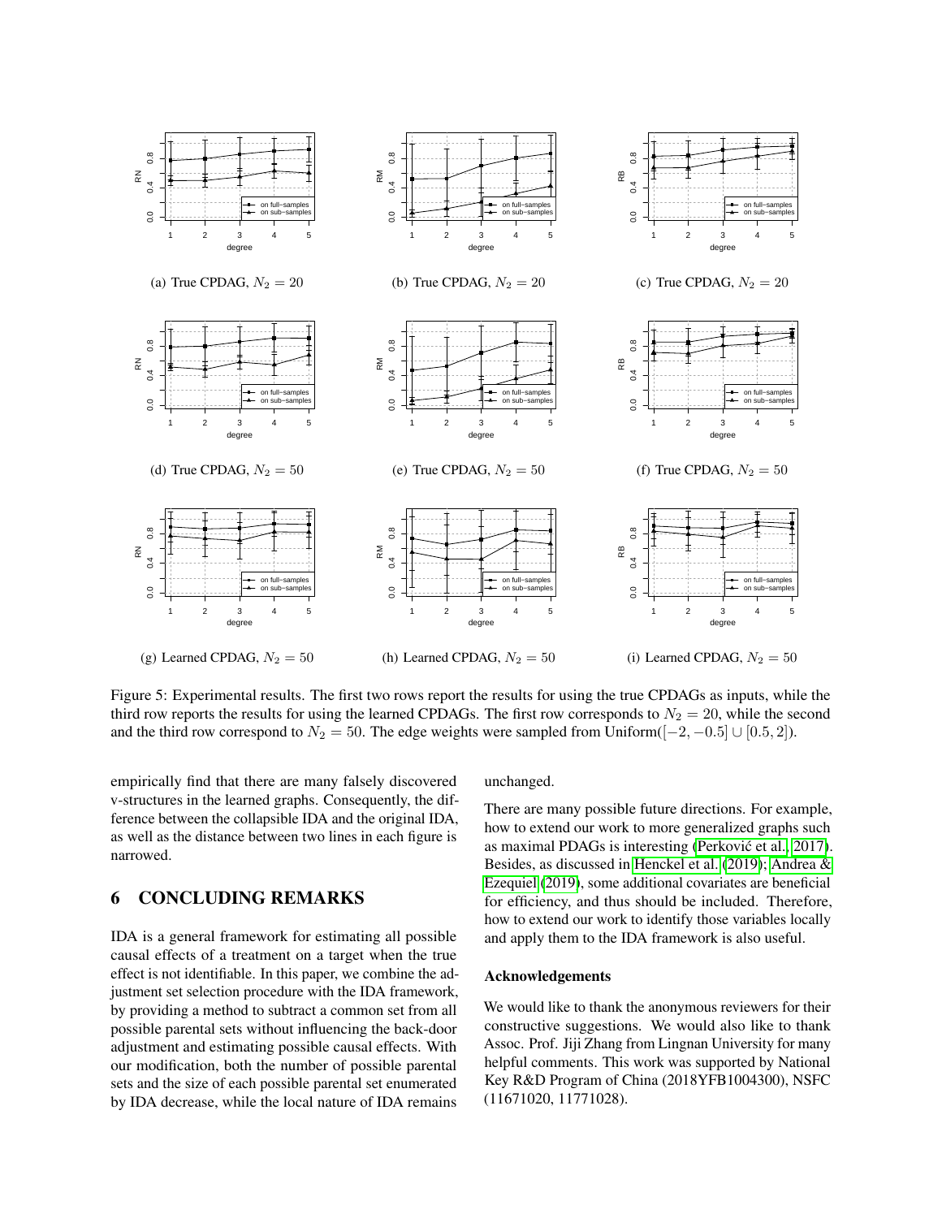(a) True CPDAG, $N_2 = 20$

(b) True CPDAG, $N_2 = 20$

(c) True CPDAG, $N_2 = 20$

(d) True CPDAG, $N_2 = 50$

(e) True CPDAG, $N_2 = 50$

(f) True CPDAG, $N_2 = 50$

(g) Learned CPDAG, $N_2 = 50$

(h) Learned CPDAG, $N_2 = 50$

(i) Learned CPDAG, $N_2 = 50$

Figure 5: Experimental results. The first two rows report the results for using the true CPDAGs as inputs, while the third row reports the results for using the learned CPDAGs. The first row corresponds to $N_2 = 20$, while the second and the third row correspond to $N_2 = 50$. The edge weights were sampled from Uniform($[-2, -0.5] \cup [0.5, 2]$).

empirically find that there are many falsely discovered v-structures in the learned graphs. Consequently, the difference between the collapsible IDA and the original IDA, as well as the distance between two lines in each figure is narrowed.

## 6 CONCLUDING REMARKS

IDA is a general framework for estimating all possible causal effects of a treatment on a target when the true effect is not identifiable. In this paper, we combine the adjustment set selection procedure with the IDA framework, by providing a method to subtract a common set from all possible parental sets without influencing the back-door adjustment and estimating possible causal effects. With our modification, both the number of possible parental sets and the size of each possible parental set enumerated by IDA decrease, while the local nature of IDA remains unchanged.

There are many possible future directions. For example, how to extend our work to more generalized graphs such as maximal PDAGs is interesting (Perković et al., 2017). Besides, as discussed in Henckel et al. (2019); Andrea & Ezequiel (2019), some additional covariates are beneficial for efficiency, and thus should be included. Therefore, how to extend our work to identify those variables locally and apply them to the IDA framework is also useful.

### Acknowledgements

We would like to thank the anonymous reviewers for their constructive suggestions. We would also like to thank Assoc. Prof. Jiji Zhang from Lingnan University for many helpful comments. This work was supported by National Key R&D Program of China (2018YFB1004300), NSFC (11671020, 11771028).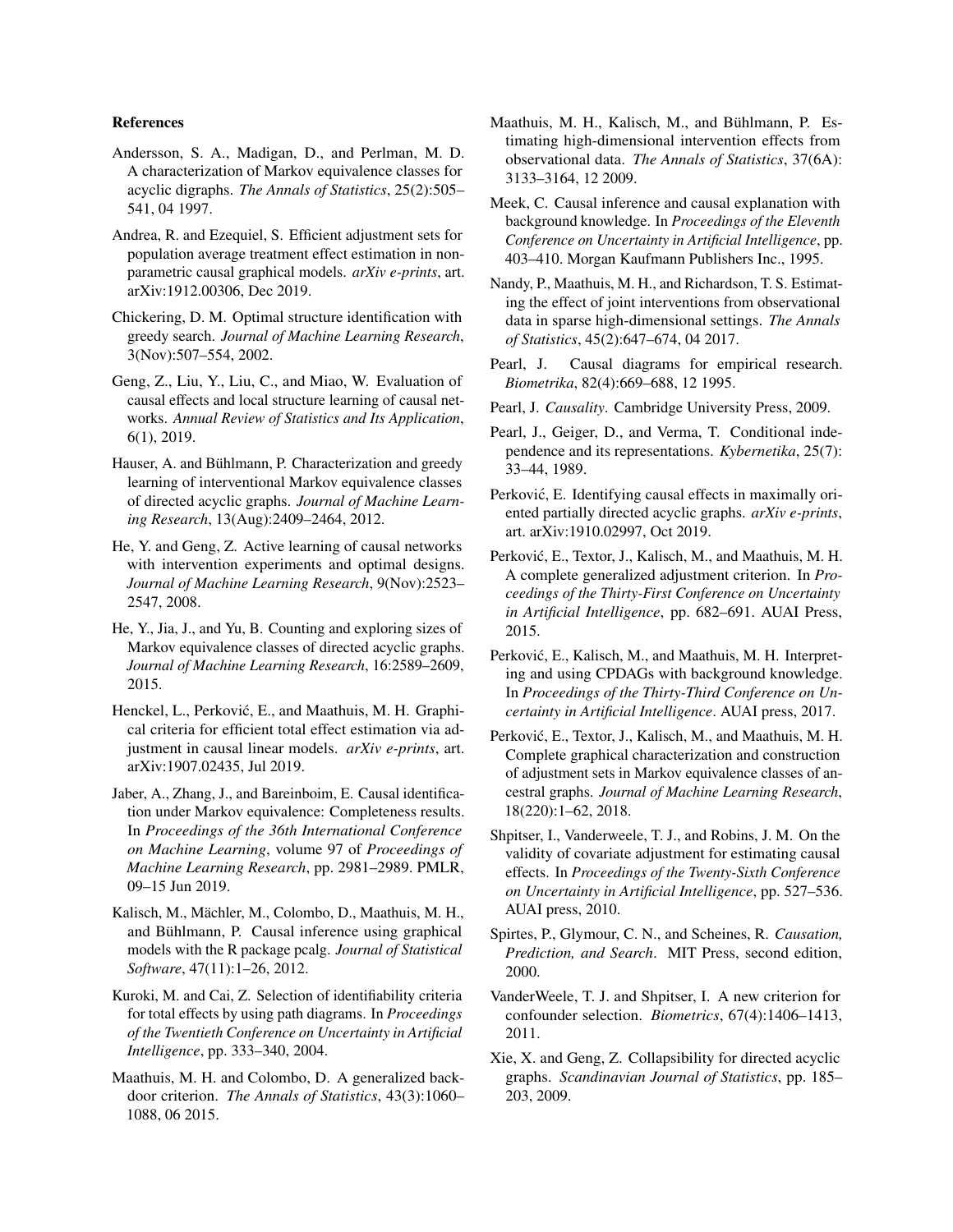## References

Andersson, S. A., Madigan, D., and Perlman, M. D. A characterization of Markov equivalence classes for acyclic digraphs. *The Annals of Statistics*, 25(2):505–541, 04 1997.

Andrea, R. and Ezequiel, S. Efficient adjustment sets for population average treatment effect estimation in non-parametric causal graphical models. *arXiv e-prints*, art. arXiv:1912.00306, Dec 2019.

Chickering, D. M. Optimal structure identification with greedy search. *Journal of Machine Learning Research*, 3(Nov):507–554, 2002.

Geng, Z., Liu, Y., Liu, C., and Miao, W. Evaluation of causal effects and local structure learning of causal networks. *Annual Review of Statistics and Its Application*, 6(1), 2019.

Hauser, A. and Bühlmann, P. Characterization and greedy learning of interventional Markov equivalence classes of directed acyclic graphs. *Journal of Machine Learning Research*, 13(Aug):2409–2464, 2012.

He, Y. and Geng, Z. Active learning of causal networks with intervention experiments and optimal designs. *Journal of Machine Learning Research*, 9(Nov):2523–2547, 2008.

He, Y., Jia, J., and Yu, B. Counting and exploring sizes of Markov equivalence classes of directed acyclic graphs. *Journal of Machine Learning Research*, 16:2589–2609, 2015.

Henckel, L., Perković, E., and Maathuis, M. H. Graphical criteria for efficient total effect estimation via adjustment in causal linear models. *arXiv e-prints*, art. arXiv:1907.02435, Jul 2019.

Jaber, A., Zhang, J., and Bareinboim, E. Causal identification under Markov equivalence: Completeness results. In *Proceedings of the 36th International Conference on Machine Learning*, volume 97 of *Proceedings of Machine Learning Research*, pp. 2981–2989. PMLR, 09–15 Jun 2019.

Kalisch, M., Mächler, M., Colombo, D., Maathuis, M. H., and Bühlmann, P. Causal inference using graphical models with the R package pcalg. *Journal of Statistical Software*, 47(11):1–26, 2012.

Kuroki, M. and Cai, Z. Selection of identifiability criteria for total effects by using path diagrams. In *Proceedings of the Twentieth Conference on Uncertainty in Artificial Intelligence*, pp. 333–340, 2004.

Maathuis, M. H. and Colombo, D. A generalized back-door criterion. *The Annals of Statistics*, 43(3):1060–1088, 06 2015.

Maathuis, M. H., Kalisch, M., and Bühlmann, P. Estimating high-dimensional intervention effects from observational data. *The Annals of Statistics*, 37(6A): 3133–3164, 12 2009.

Meek, C. Causal inference and causal explanation with background knowledge. In *Proceedings of the Eleventh Conference on Uncertainty in Artificial Intelligence*, pp. 403–410. Morgan Kaufmann Publishers Inc., 1995.

Nandy, P., Maathuis, M. H., and Richardson, T. S. Estimating the effect of joint interventions from observational data in sparse high-dimensional settings. *The Annals of Statistics*, 45(2):647–674, 04 2017.

Pearl, J. Causal diagrams for empirical research. *Biometrika*, 82(4):669–688, 12 1995.

Pearl, J. *Causality*. Cambridge University Press, 2009.

Pearl, J., Geiger, D., and Verma, T. Conditional independence and its representations. *Kybernetika*, 25(7): 33–44, 1989.

Perković, E. Identifying causal effects in maximally oriented partially directed acyclic graphs. *arXiv e-prints*, art. arXiv:1910.02997, Oct 2019.

Perković, E., Textor, J., Kalisch, M., and Maathuis, M. H. A complete generalized adjustment criterion. In *Proceedings of the Thirty-First Conference on Uncertainty in Artificial Intelligence*, pp. 682–691. AUAI Press, 2015.

Perković, E., Kalisch, M., and Maathuis, M. H. Interpreting and using CPDAGs with background knowledge. In *Proceedings of the Thirty-Third Conference on Uncertainty in Artificial Intelligence*. AUAI press, 2017.

Perković, E., Textor, J., Kalisch, M., and Maathuis, M. H. Complete graphical characterization and construction of adjustment sets in Markov equivalence classes of ancestral graphs. *Journal of Machine Learning Research*, 18(220):1–62, 2018.

Shpitser, I., Vanderweele, T. J., and Robins, J. M. On the validity of covariate adjustment for estimating causal effects. In *Proceedings of the Twenty-Sixth Conference on Uncertainty in Artificial Intelligence*, pp. 527–536. AUAI press, 2010.

Spirtes, P., Glymour, C. N., and Scheines, R. *Causation, Prediction, and Search*. MIT Press, second edition, 2000.

VanderWeele, T. J. and Shpitser, I. A new criterion for confounder selection. *Biometrics*, 67(4):1406–1413, 2011.

Xie, X. and Geng, Z. Collapsibility for directed acyclic graphs. *Scandinavian Journal of Statistics*, pp. 185–203, 2009.